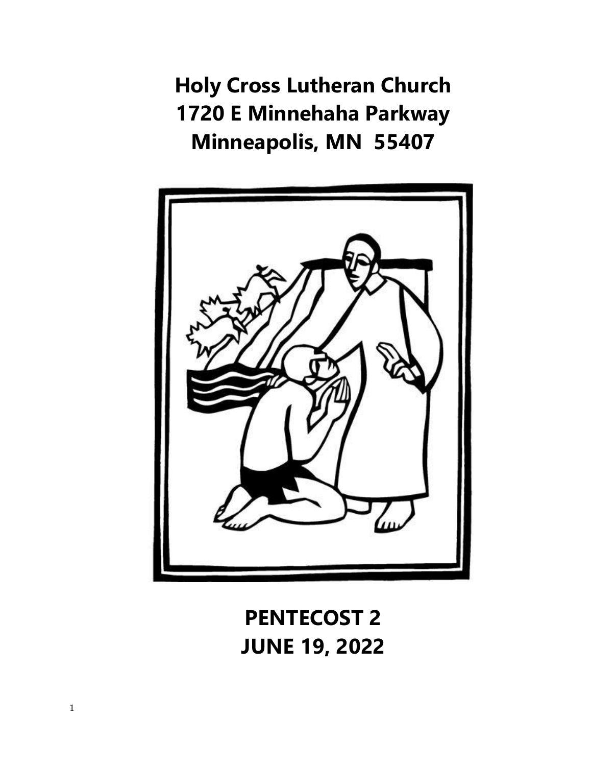# Holy Cross Lutheran Church
# 1720 E Minnehaha Parkway
# Minneapolis, MN 55407

# PENTECOST 2
# JUNE 19, 2022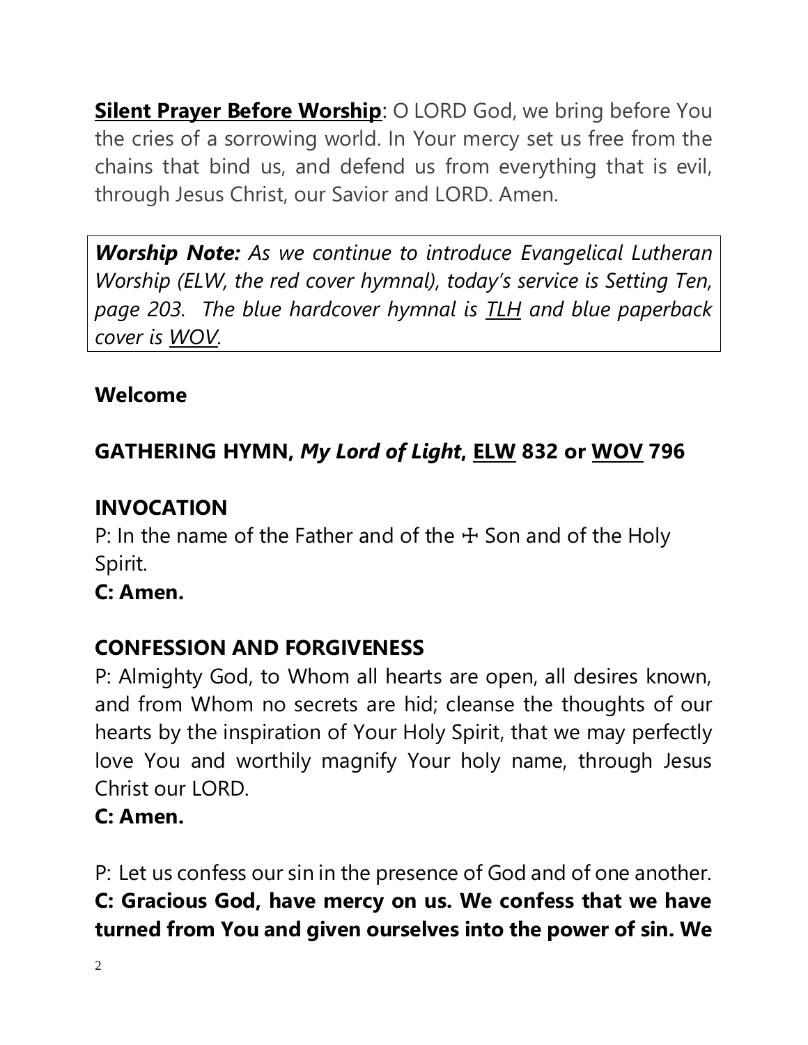**<u>Silent Prayer Before Worship</u>**: O LORD God, we bring before You the cries of a sorrowing world. In Your mercy set us free from the chains that bind us, and defend us from everything that is evil, through Jesus Christ, our Savior and LORD. Amen.

> ***Worship Note:*** *As we continue to introduce Evangelical Lutheran Worship (ELW, the red cover hymnal), today's service is Setting Ten, page 203. The blue hardcover hymnal is <u>TLH</u> and blue paperback cover is <u>WOV</u>.*

**Welcome**

**GATHERING HYMN, *My Lord of Light*, <u>ELW</u> 832 or <u>WOV</u> 796**

**INVOCATION**

P: In the name of the Father and of the ☩ Son and of the Holy Spirit.

**C: Amen.**

**CONFESSION AND FORGIVENESS**

P: Almighty God, to Whom all hearts are open, all desires known, and from Whom no secrets are hid; cleanse the thoughts of our hearts by the inspiration of Your Holy Spirit, that we may perfectly love You and worthily magnify Your holy name, through Jesus Christ our LORD.

**C: Amen.**

P: Let us confess our sin in the presence of God and of one another.

**C: Gracious God, have mercy on us. We confess that we have turned from You and given ourselves into the power of sin. We**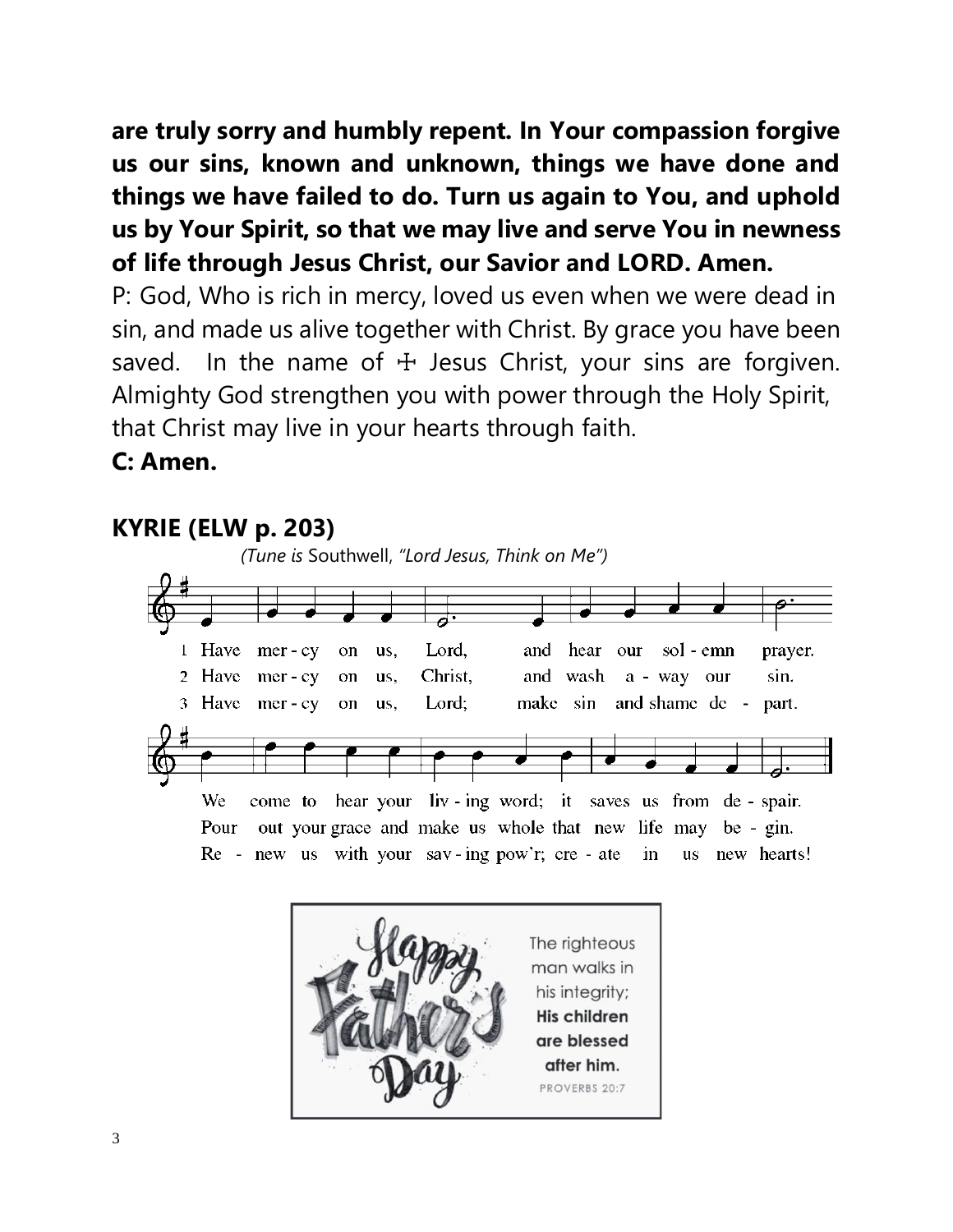**are truly sorry and humbly repent. In Your compassion forgive us our sins, known and unknown, things we have done and things we have failed to do. Turn us again to You, and uphold us by Your Spirit, so that we may live and serve You in newness of life through Jesus Christ, our Savior and LORD. Amen.**

P: God, Who is rich in mercy, loved us even when we were dead in sin, and made us alive together with Christ. By grace you have been saved. In the name of ☩ Jesus Christ, your sins are forgiven. Almighty God strengthen you with power through the Holy Spirit, that Christ may live in your hearts through faith.

**C: Amen.**

## KYRIE (ELW p. 203)

*(Tune is* Southwell, *"Lord Jesus, Think on Me")*

1 Have mer-cy on us, Lord, and hear our sol-emn prayer. We come to hear your liv-ing word; it saves us from de-spair.

2 Have mer-cy on us, Christ, and wash a-way our sin. Pour out your grace and make us whole that new life may be-gin.

3 Have mer-cy on us, Lord; make sin and shame de-part. Re-new us with your sav-ing pow'r; cre-ate in us new hearts!

Happy Father's Day

The righteous man walks in his integrity; **His children are blessed after him.**

PROVERBS 20:7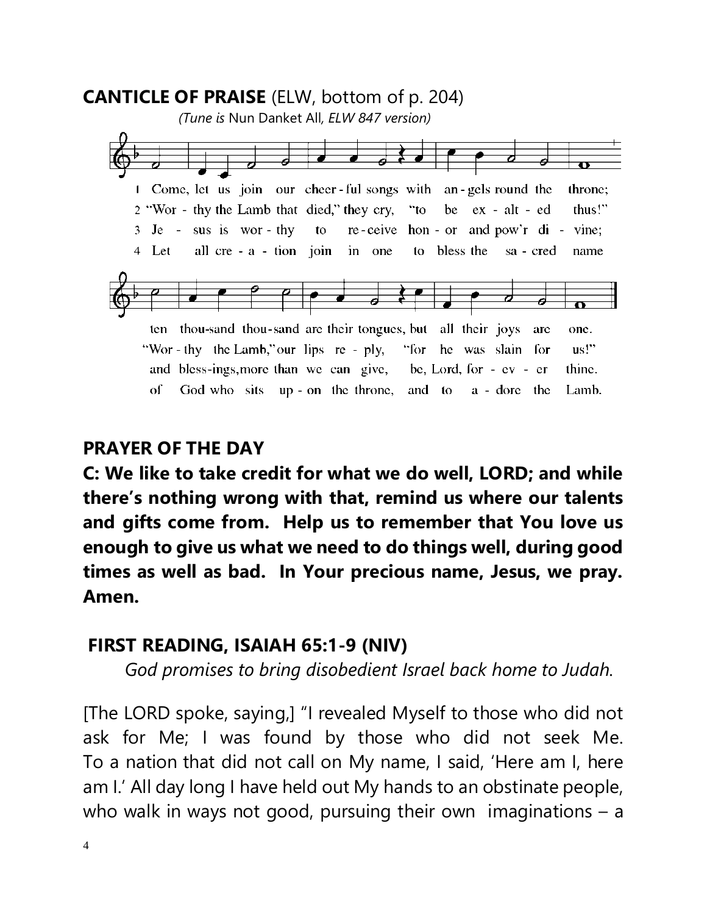**CANTICLE OF PRAISE** (ELW, bottom of p. 204)

*(Tune is* Nun Danket All*, ELW 847 version)*

1 Come, let us join our cheer-ful songs with an-gels round the throne; ten thou-sand thou-sand are their tongues, but all their joys are one.

2 "Wor - thy the Lamb that died," they cry, "to be ex - alt - ed thus!" "Wor - thy the Lamb," our lips re - ply, "for he was slain for us!"

3 Je - sus is wor - thy to re-ceive hon - or and pow'r di - vine; and bless-ings, more than we can give, be, Lord, for - ev - er thine.

4 Let all cre - a - tion join in one to bless the sa - cred name of God who sits up - on the throne, and to a - dore the Lamb.

**PRAYER OF THE DAY**

**C: We like to take credit for what we do well, LORD; and while there's nothing wrong with that, remind us where our talents and gifts come from. Help us to remember that You love us enough to give us what we need to do things well, during good times as well as bad. In Your precious name, Jesus, we pray. Amen.**

**FIRST READING, ISAIAH 65:1-9 (NIV)**

*God promises to bring disobedient Israel back home to Judah.*

[The LORD spoke, saying,] "I revealed Myself to those who did not ask for Me; I was found by those who did not seek Me. To a nation that did not call on My name, I said, 'Here am I, here am I.' All day long I have held out My hands to an obstinate people, who walk in ways not good, pursuing their own imaginations – a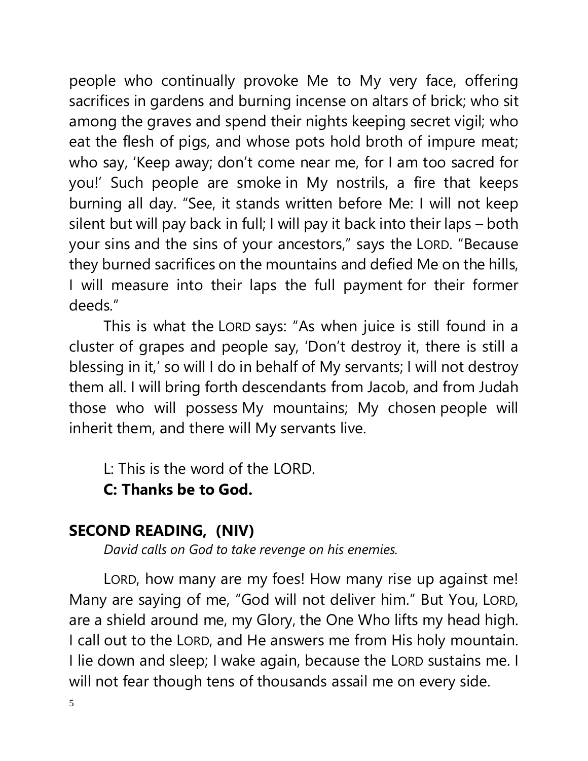people who continually provoke Me to My very face, offering sacrifices in gardens and burning incense on altars of brick; who sit among the graves and spend their nights keeping secret vigil; who eat the flesh of pigs, and whose pots hold broth of impure meat; who say, 'Keep away; don't come near me, for I am too sacred for you!' Such people are smoke in My nostrils, a fire that keeps burning all day. "See, it stands written before Me: I will not keep silent but will pay back in full; I will pay it back into their laps – both your sins and the sins of your ancestors," says the LORD. "Because they burned sacrifices on the mountains and defied Me on the hills, I will measure into their laps the full payment for their former deeds."

This is what the LORD says: "As when juice is still found in a cluster of grapes and people say, 'Don't destroy it, there is still a blessing in it,' so will I do in behalf of My servants; I will not destroy them all. I will bring forth descendants from Jacob, and from Judah those who will possess My mountains; My chosen people will inherit them, and there will My servants live.

L: This is the word of the LORD.
**C: Thanks be to God.**

**SECOND READING, (NIV)**

*David calls on God to take revenge on his enemies.*

LORD, how many are my foes! How many rise up against me! Many are saying of me, "God will not deliver him." But You, LORD, are a shield around me, my Glory, the One Who lifts my head high. I call out to the LORD, and He answers me from His holy mountain. I lie down and sleep; I wake again, because the LORD sustains me. I will not fear though tens of thousands assail me on every side.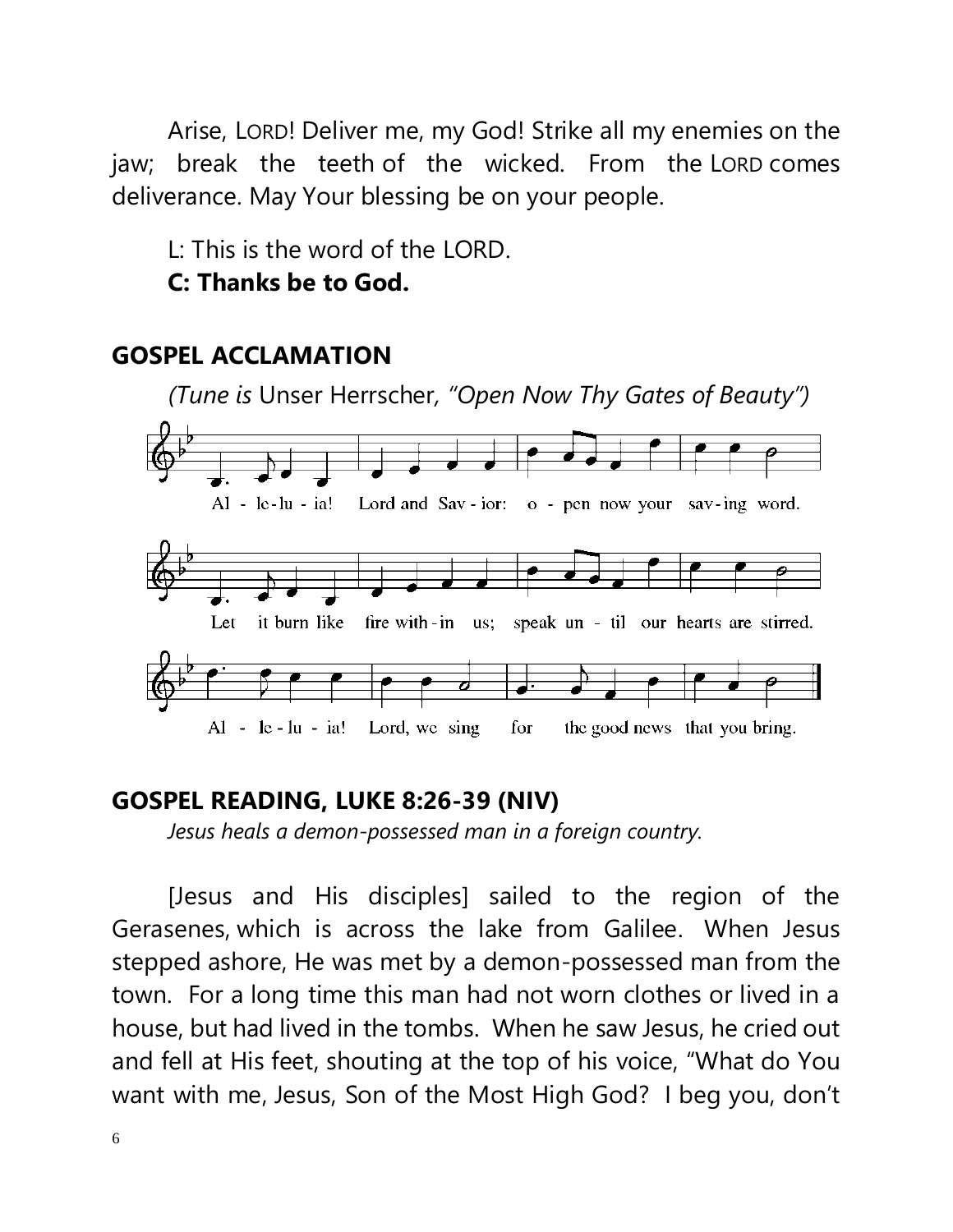Arise, LORD! Deliver me, my God! Strike all my enemies on the jaw; break the teeth of the wicked. From the LORD comes deliverance. May Your blessing be on your people.

L: This is the word of the LORD.
**C: Thanks be to God.**

## GOSPEL ACCLAMATION

*(Tune is* Unser Herrscher*, "Open Now Thy Gates of Beauty")*

Al - le - lu - ia! Lord and Sav - ior: o - pen now your sav - ing word.
Let it burn like fire with - in us; speak un - til our hearts are stirred.
Al - le - lu - ia! Lord, we sing for the good news that you bring.

## GOSPEL READING, LUKE 8:26-39 (NIV)

*Jesus heals a demon-possessed man in a foreign country.*

[Jesus and His disciples] sailed to the region of the Gerasenes, which is across the lake from Galilee. When Jesus stepped ashore, He was met by a demon-possessed man from the town. For a long time this man had not worn clothes or lived in a house, but had lived in the tombs. When he saw Jesus, he cried out and fell at His feet, shouting at the top of his voice, "What do You want with me, Jesus, Son of the Most High God? I beg you, don't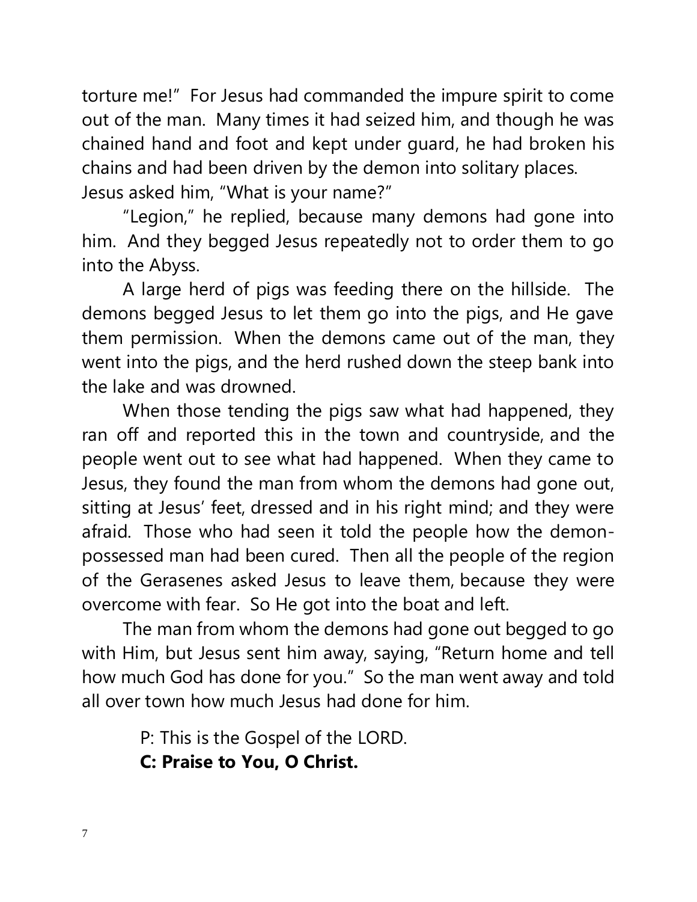torture me!" For Jesus had commanded the impure spirit to come out of the man. Many times it had seized him, and though he was chained hand and foot and kept under guard, he had broken his chains and had been driven by the demon into solitary places. Jesus asked him, "What is your name?"

"Legion," he replied, because many demons had gone into him. And they begged Jesus repeatedly not to order them to go into the Abyss.

A large herd of pigs was feeding there on the hillside. The demons begged Jesus to let them go into the pigs, and He gave them permission. When the demons came out of the man, they went into the pigs, and the herd rushed down the steep bank into the lake and was drowned.

When those tending the pigs saw what had happened, they ran off and reported this in the town and countryside, and the people went out to see what had happened. When they came to Jesus, they found the man from whom the demons had gone out, sitting at Jesus' feet, dressed and in his right mind; and they were afraid. Those who had seen it told the people how the demon-possessed man had been cured. Then all the people of the region of the Gerasenes asked Jesus to leave them, because they were overcome with fear. So He got into the boat and left.

The man from whom the demons had gone out begged to go with Him, but Jesus sent him away, saying, "Return home and tell how much God has done for you." So the man went away and told all over town how much Jesus had done for him.

P: This is the Gospel of the LORD.
**C: Praise to You, O Christ.**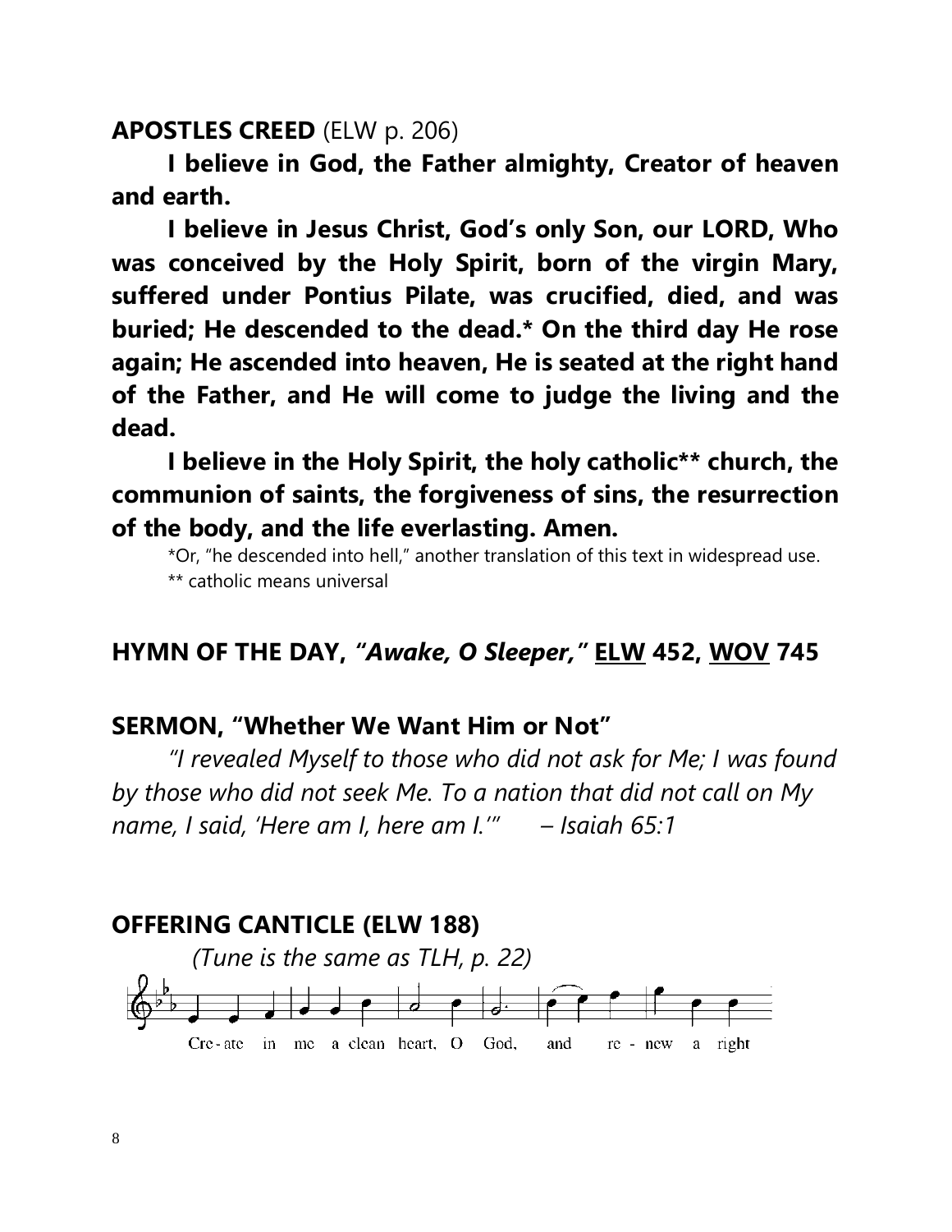**APOSTLES CREED** (ELW p. 206)

**I believe in God, the Father almighty, Creator of heaven and earth.**

**I believe in Jesus Christ, God's only Son, our LORD, Who was conceived by the Holy Spirit, born of the virgin Mary, suffered under Pontius Pilate, was crucified, died, and was buried; He descended to the dead.* On the third day He rose again; He ascended into heaven, He is seated at the right hand of the Father, and He will come to judge the living and the dead.**

**I believe in the Holy Spirit, the holy catholic** church, the communion of saints, the forgiveness of sins, the resurrection of the body, and the life everlasting. Amen.**

*Or, "he descended into hell," another translation of this text in widespread use.
** catholic means universal

**HYMN OF THE DAY, *"Awake, O Sleeper,"* <u>ELW</u> 452, <u>WOV</u> 745**

**SERMON, "Whether We Want Him or Not"**

*"I revealed Myself to those who did not ask for Me; I was found by those who did not seek Me. To a nation that did not call on My name, I said, 'Here am I, here am I.'" – Isaiah 65:1*

**OFFERING CANTICLE (ELW 188)**

*(Tune is the same as TLH, p. 22)*

Cre - ate in me a clean heart, O God, and re - new a right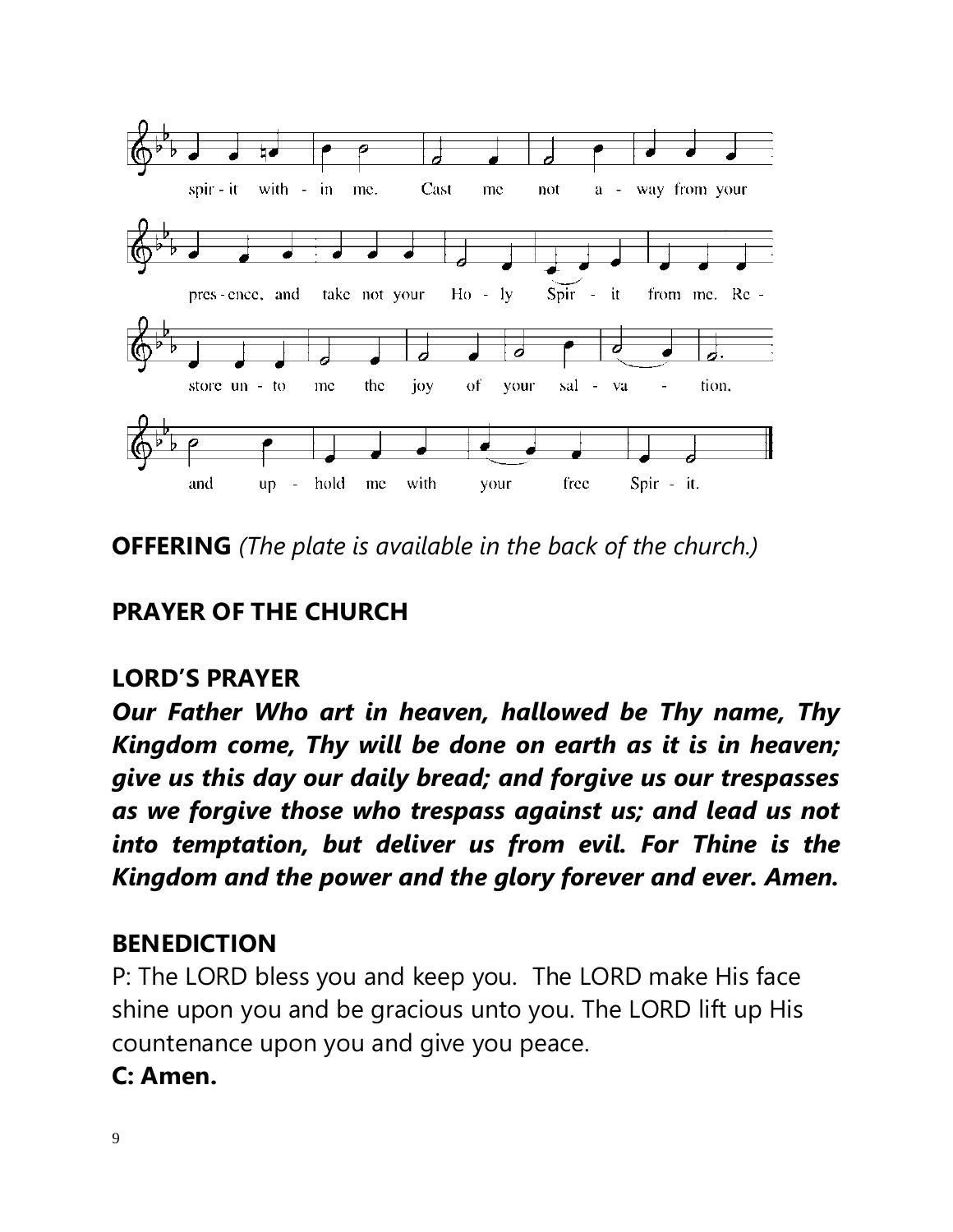spir - it with - in me. Cast me not a - way from your pres - ence, and take not your Ho - ly Spir - it from me. Re - store un - to me the joy of your sal - va - tion, and up - hold me with your free Spir - it.

**OFFERING** *(The plate is available in the back of the church.)*

## PRAYER OF THE CHURCH

## LORD'S PRAYER

***Our Father Who art in heaven, hallowed be Thy name, Thy Kingdom come, Thy will be done on earth as it is in heaven; give us this day our daily bread; and forgive us our trespasses as we forgive those who trespass against us; and lead us not into temptation, but deliver us from evil. For Thine is the Kingdom and the power and the glory forever and ever. Amen.***

## BENEDICTION

P: The LORD bless you and keep you. The LORD make His face shine upon you and be gracious unto you. The LORD lift up His countenance upon you and give you peace.

**C: Amen.**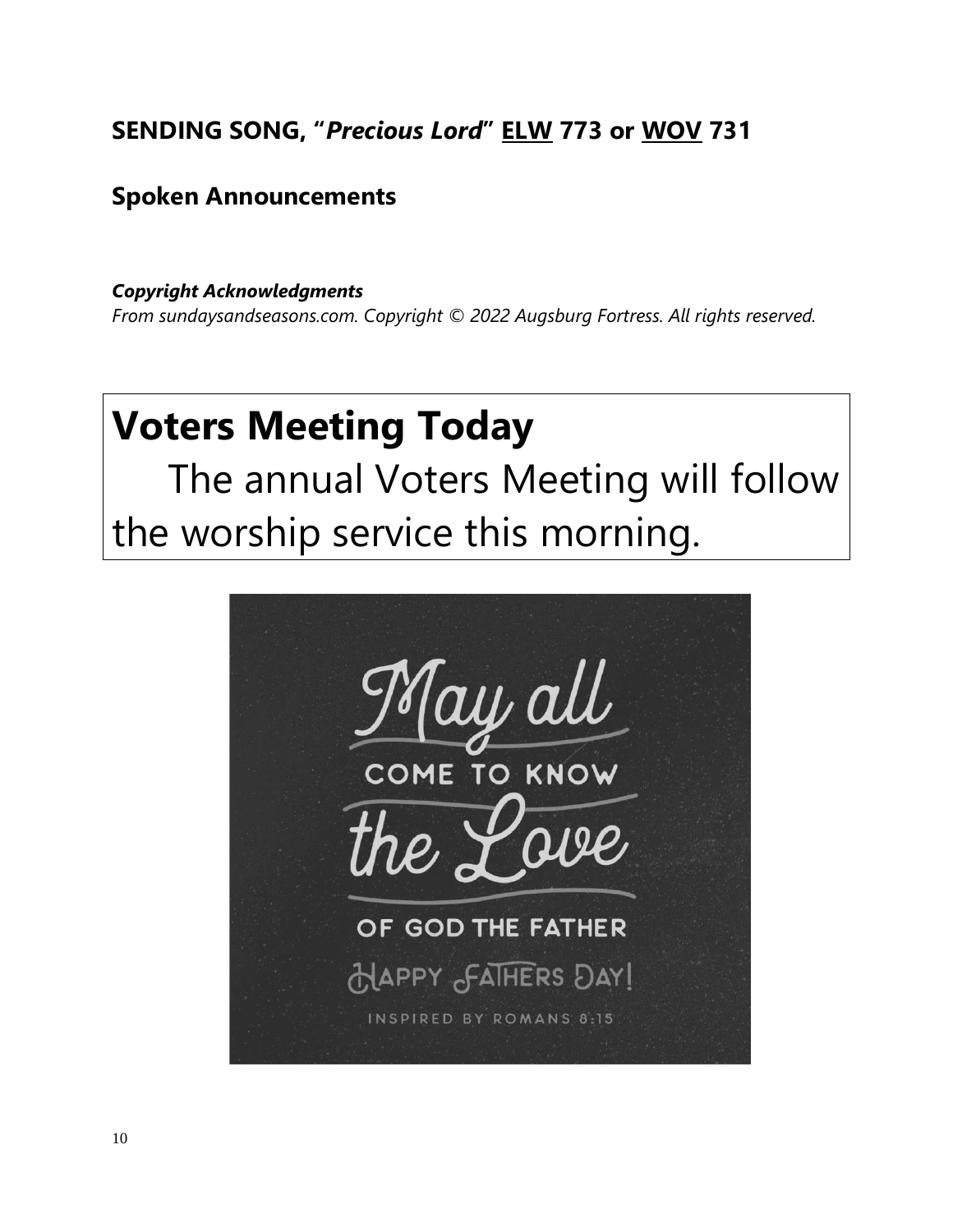**SENDING SONG, "*Precious Lord*" ELW 773 or WOV 731**

**Spoken Announcements**

***Copyright Acknowledgments***

*From sundaysandseasons.com. Copyright © 2022 Augsburg Fortress. All rights reserved.*

# Voters Meeting Today

The annual Voters Meeting will follow the worship service this morning.

May all come to know the Love of God the Father

Happy Fathers Day!

Inspired by Romans 8:15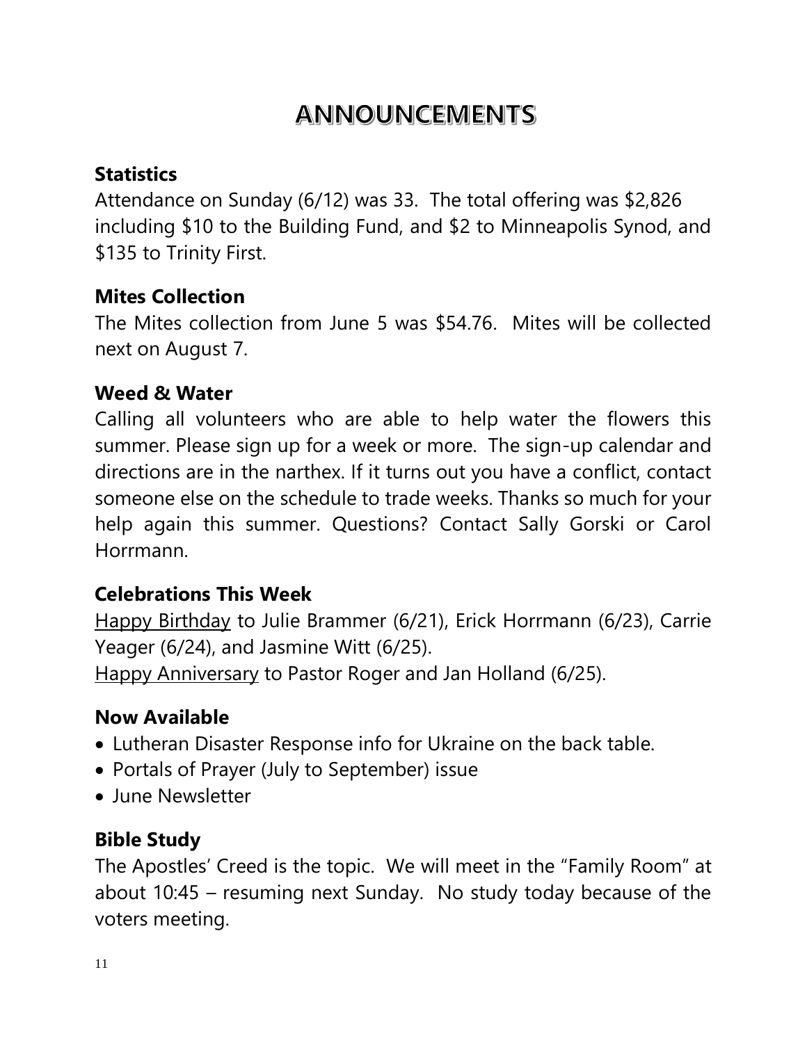# ANNOUNCEMENTS

### Statistics

Attendance on Sunday (6/12) was 33. The total offering was $2,826 including $10 to the Building Fund, and $2 to Minneapolis Synod, and $135 to Trinity First.

### Mites Collection

The Mites collection from June 5 was $54.76. Mites will be collected next on August 7.

### Weed & Water

Calling all volunteers who are able to help water the flowers this summer. Please sign up for a week or more. The sign-up calendar and directions are in the narthex. If it turns out you have a conflict, contact someone else on the schedule to trade weeks. Thanks so much for your help again this summer. Questions? Contact Sally Gorski or Carol Horrmann.

### Celebrations This Week

Happy Birthday to Julie Brammer (6/21), Erick Horrmann (6/23), Carrie Yeager (6/24), and Jasmine Witt (6/25).
Happy Anniversary to Pastor Roger and Jan Holland (6/25).

### Now Available

- Lutheran Disaster Response info for Ukraine on the back table.
- Portals of Prayer (July to September) issue
- June Newsletter

### Bible Study

The Apostles' Creed is the topic. We will meet in the "Family Room" at about 10:45 – resuming next Sunday. No study today because of the voters meeting.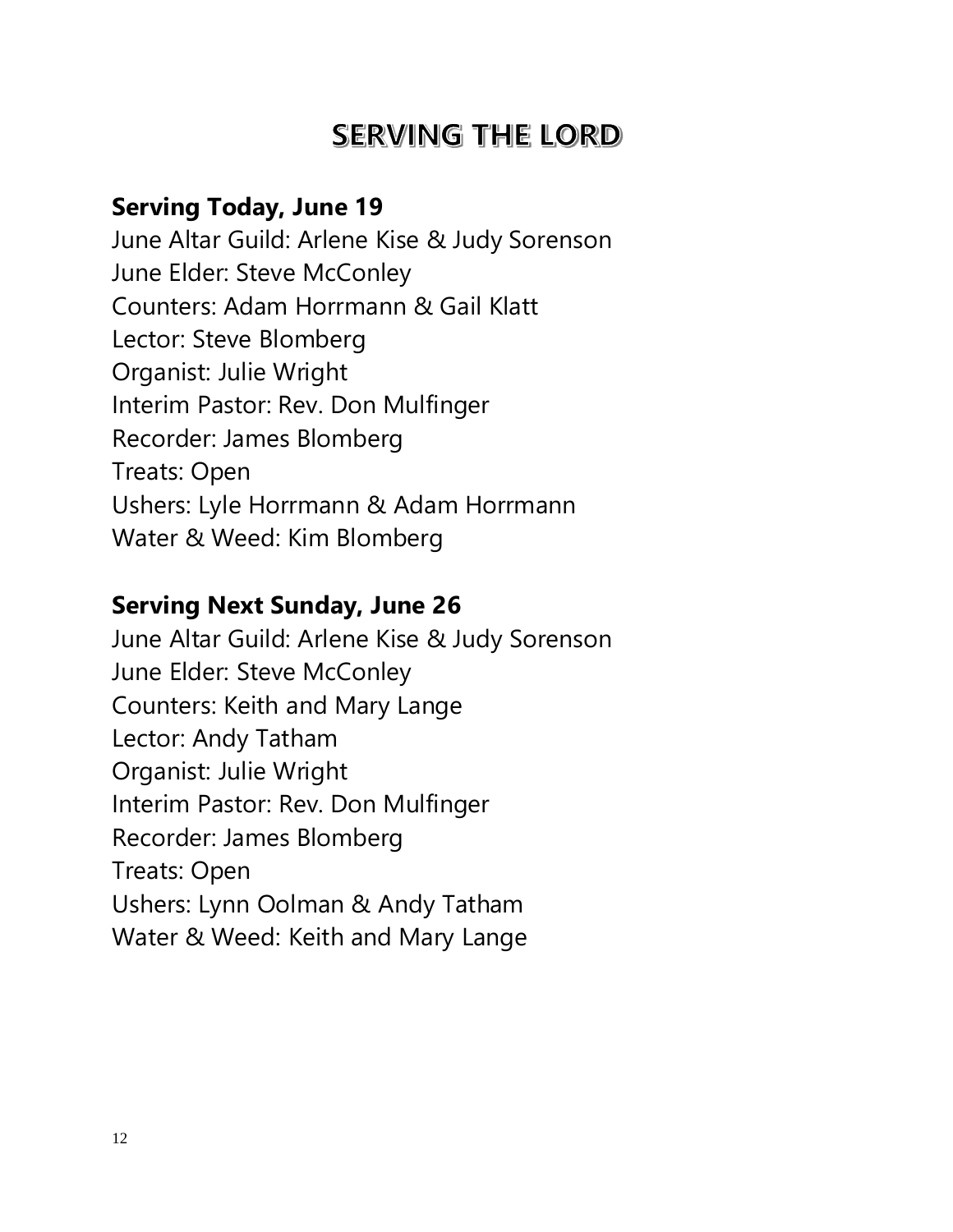# SERVING THE LORD

**Serving Today, June 19**

June Altar Guild: Arlene Kise & Judy Sorenson
June Elder: Steve McConley
Counters: Adam Horrmann & Gail Klatt
Lector: Steve Blomberg
Organist: Julie Wright
Interim Pastor: Rev. Don Mulfinger
Recorder: James Blomberg
Treats: Open
Ushers: Lyle Horrmann & Adam Horrmann
Water & Weed: Kim Blomberg

**Serving Next Sunday, June 26**

June Altar Guild: Arlene Kise & Judy Sorenson
June Elder: Steve McConley
Counters: Keith and Mary Lange
Lector: Andy Tatham
Organist: Julie Wright
Interim Pastor: Rev. Don Mulfinger
Recorder: James Blomberg
Treats: Open
Ushers: Lynn Oolman & Andy Tatham
Water & Weed: Keith and Mary Lange